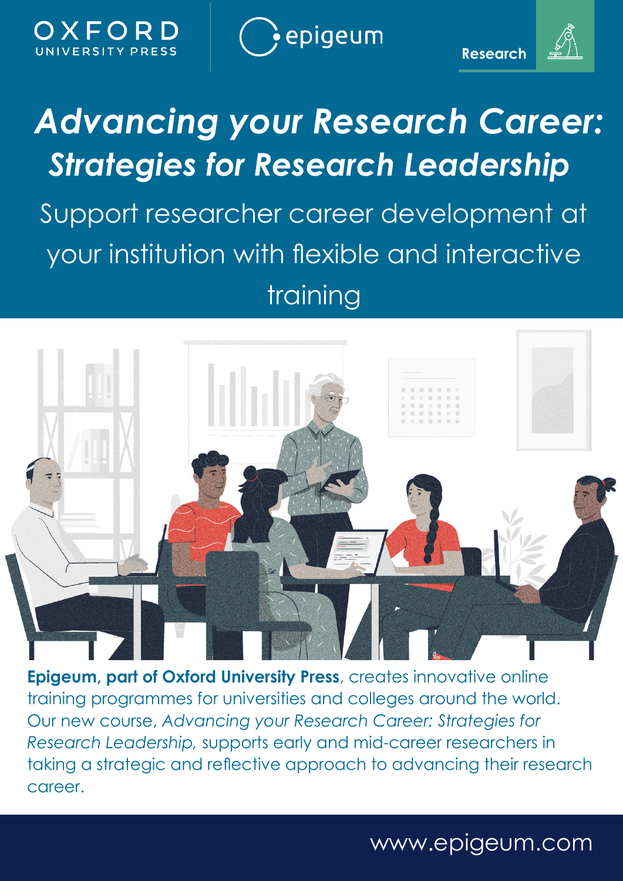OXFORD UNIVERSITY PRESS

epigeum

Research

# *Advancing your Research Career: Strategies for Research Leadership*

## Support researcher career development at your institution with flexible and interactive training

**Epigeum, part of Oxford University Press**, creates innovative online training programmes for universities and colleges around the world. Our new course, *Advancing your Research Career: Strategies for Research Leadership,* supports early and mid-career researchers in taking a strategic and reflective approach to advancing their research career.

www.epigeum.com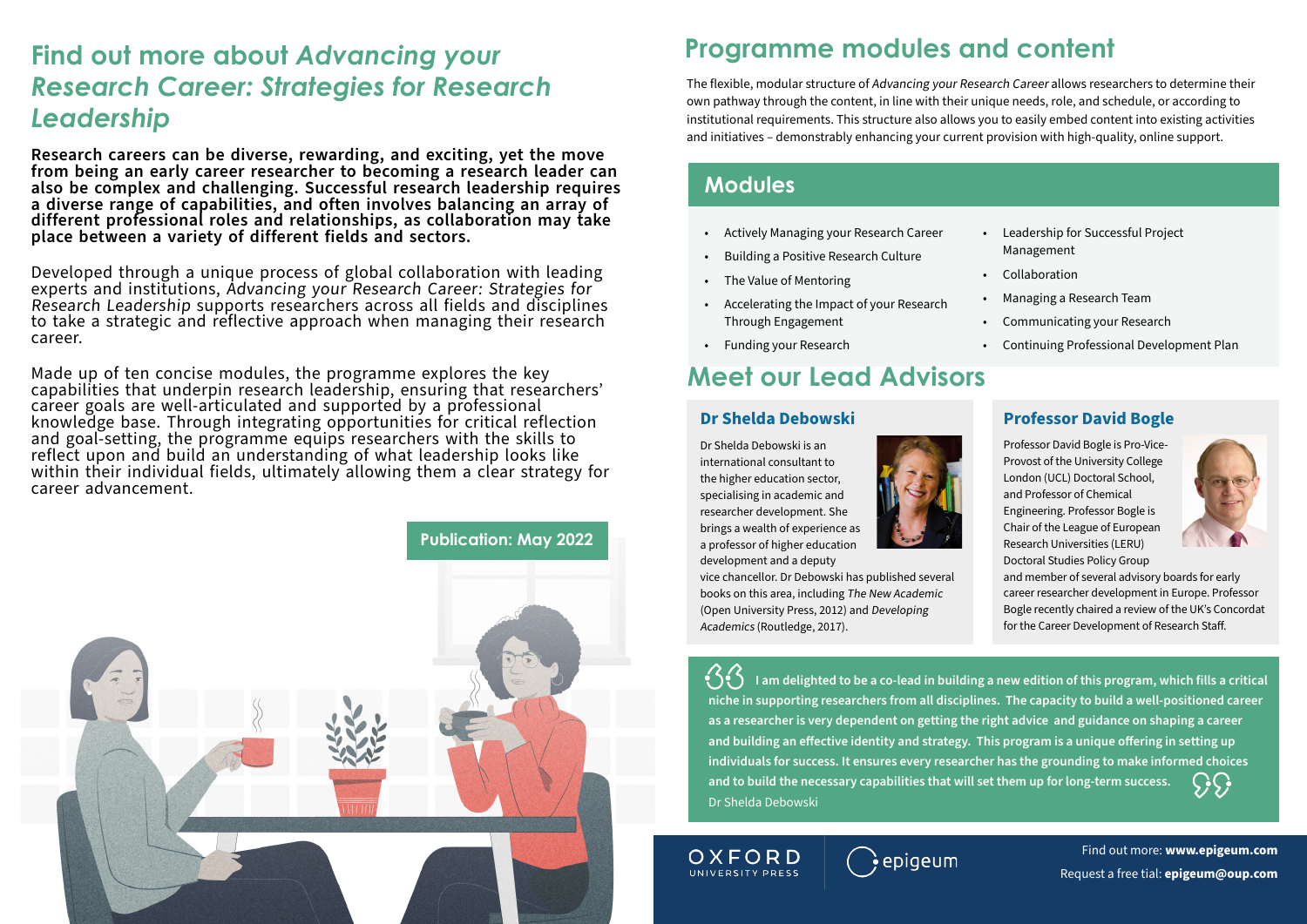# Find out more about *Advancing your Research Career: Strategies for Research Leadership*

**Research careers can be diverse, rewarding, and exciting, yet the move from being an early career researcher to becoming a research leader can also be complex and challenging. Successful research leadership requires a diverse range of capabilities, and often involves balancing an array of different professional roles and relationships, as collaboration may take place between a variety of different fields and sectors.**

Developed through a unique process of global collaboration with leading experts and institutions, *Advancing your Research Career: Strategies for Research Leadership* supports researchers across all fields and disciplines to take a strategic and reflective approach when managing their research career.

Made up of ten concise modules, the programme explores the key capabilities that underpin research leadership, ensuring that researchers' career goals are well-articulated and supported by a professional knowledge base. Through integrating opportunities for critical reflection and goal-setting, the programme equips researchers with the skills to reflect upon and build an understanding of what leadership looks like within their individual fields, ultimately allowing them a clear strategy for career advancement.

**Publication: May 2022**

# Programme modules and content

The flexible, modular structure of *Advancing your Research Career* allows researchers to determine their own pathway through the content, in line with their unique needs, role, and schedule, or according to institutional requirements. This structure also allows you to easily embed content into existing activities and initiatives – demonstrably enhancing your current provision with high-quality, online support.

## Modules

- Actively Managing your Research Career
- Building a Positive Research Culture
- The Value of Mentoring
- Accelerating the Impact of your Research Through Engagement
- Funding your Research
- Leadership for Successful Project Management
- Collaboration
- Managing a Research Team
- Communicating your Research
- Continuing Professional Development Plan

# Meet our Lead Advisors

### Dr Shelda Debowski

Dr Shelda Debowski is an international consultant to the higher education sector, specialising in academic and researcher development. She brings a wealth of experience as a professor of higher education development and a deputy vice chancellor. Dr Debowski has published several books on this area, including *The New Academic* (Open University Press, 2012) and *Developing Academics* (Routledge, 2017).

### Professor David Bogle

Professor David Bogle is Pro-Vice-Provost of the University College London (UCL) Doctoral School, and Professor of Chemical Engineering. Professor Bogle is Chair of the League of European Research Universities (LERU) Doctoral Studies Policy Group and member of several advisory boards for early career researcher development in Europe. Professor Bogle recently chaired a review of the UK's Concordat for the Career Development of Research Staff.

> **I am delighted to be a co-lead in building a new edition of this program, which fills a critical niche in supporting researchers from all disciplines. The capacity to build a well-positioned career as a researcher is very dependent on getting the right advice and guidance on shaping a career and building an effective identity and strategy. This program is a unique offering in setting up individuals for success. It ensures every researcher has the grounding to make informed choices and to build the necessary capabilities that will set them up for long-term success.**
>
> Dr Shelda Debowski

OXFORD UNIVERSITY PRESS | epigeum

Find out more: **www.epigeum.com**
Request a free tial: **epigeum@oup.com**